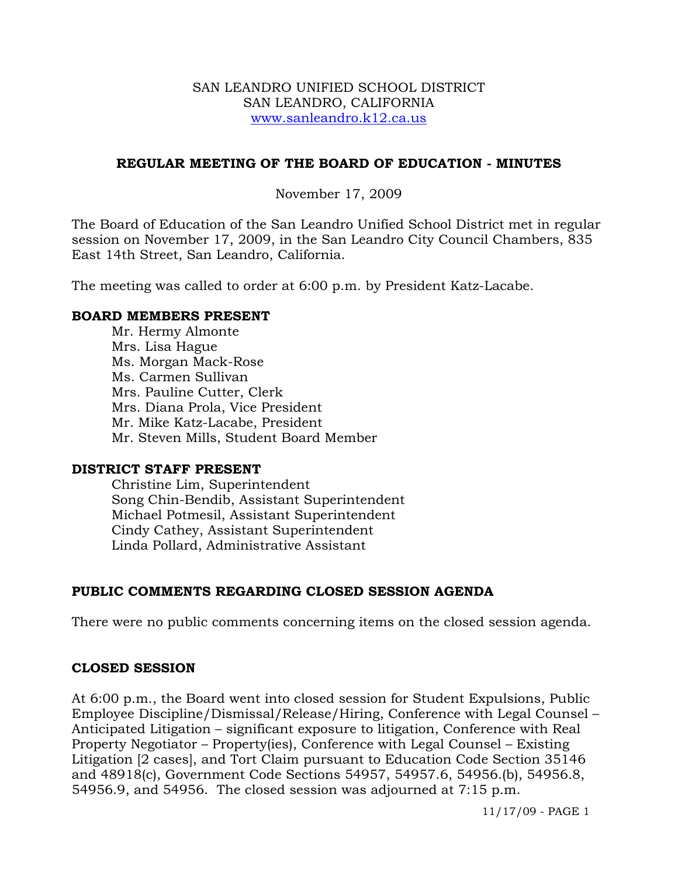SAN LEANDRO UNIFIED SCHOOL DISTRICT
SAN LEANDRO, CALIFORNIA
www.sanleandro.k12.ca.us

## REGULAR MEETING OF THE BOARD OF EDUCATION - MINUTES

November 17, 2009

The Board of Education of the San Leandro Unified School District met in regular session on November 17, 2009, in the San Leandro City Council Chambers, 835 East 14th Street, San Leandro, California.

The meeting was called to order at 6:00 p.m. by President Katz-Lacabe.

### BOARD MEMBERS PRESENT

Mr. Hermy Almonte
Mrs. Lisa Hague
Ms. Morgan Mack-Rose
Ms. Carmen Sullivan
Mrs. Pauline Cutter, Clerk
Mrs. Diana Prola, Vice President
Mr. Mike Katz-Lacabe, President
Mr. Steven Mills, Student Board Member

### DISTRICT STAFF PRESENT

Christine Lim, Superintendent
Song Chin-Bendib, Assistant Superintendent
Michael Potmesil, Assistant Superintendent
Cindy Cathey, Assistant Superintendent
Linda Pollard, Administrative Assistant

### PUBLIC COMMENTS REGARDING CLOSED SESSION AGENDA

There were no public comments concerning items on the closed session agenda.

### CLOSED SESSION

At 6:00 p.m., the Board went into closed session for Student Expulsions, Public Employee Discipline/Dismissal/Release/Hiring, Conference with Legal Counsel – Anticipated Litigation – significant exposure to litigation, Conference with Real Property Negotiator – Property(ies), Conference with Legal Counsel – Existing Litigation [2 cases], and Tort Claim pursuant to Education Code Section 35146 and 48918(c), Government Code Sections 54957, 54957.6, 54956.(b), 54956.8, 54956.9, and 54956. The closed session was adjourned at 7:15 p.m.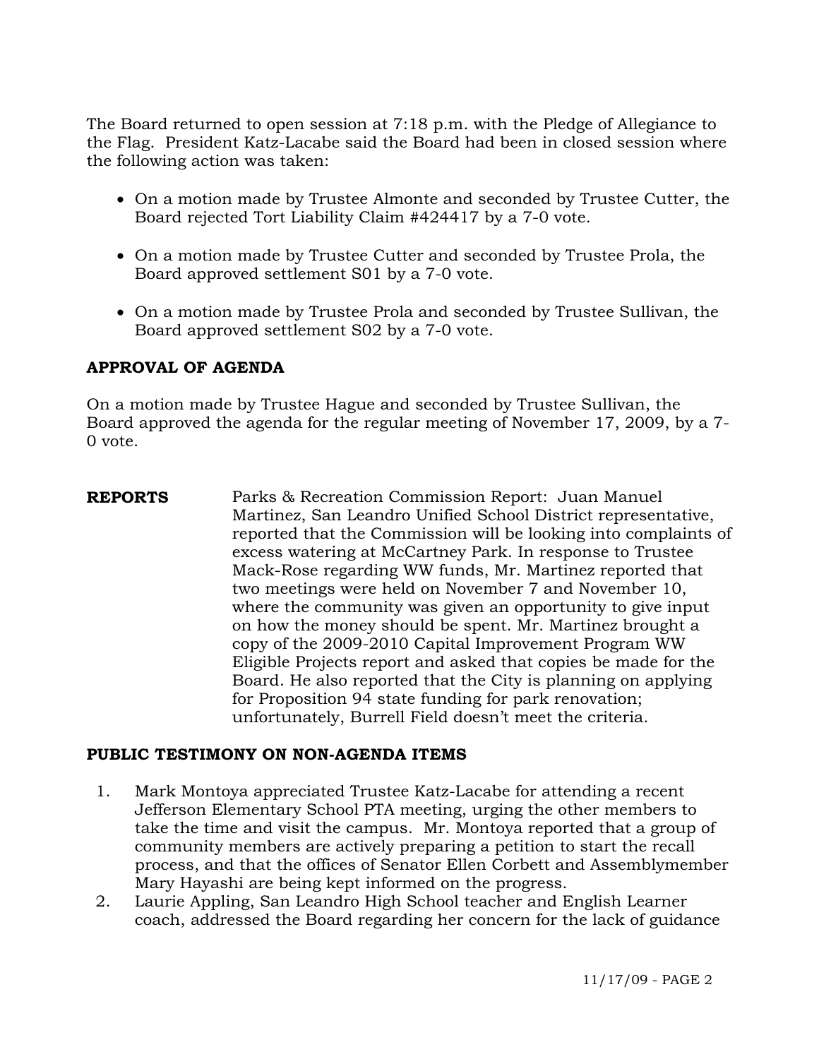The Board returned to open session at 7:18 p.m. with the Pledge of Allegiance to the Flag. President Katz-Lacabe said the Board had been in closed session where the following action was taken:

- On a motion made by Trustee Almonte and seconded by Trustee Cutter, the Board rejected Tort Liability Claim #424417 by a 7-0 vote.
- On a motion made by Trustee Cutter and seconded by Trustee Prola, the Board approved settlement S01 by a 7-0 vote.
- On a motion made by Trustee Prola and seconded by Trustee Sullivan, the Board approved settlement S02 by a 7-0 vote.

## APPROVAL OF AGENDA

On a motion made by Trustee Hague and seconded by Trustee Sullivan, the Board approved the agenda for the regular meeting of November 17, 2009, by a 7-0 vote.

**REPORTS** Parks & Recreation Commission Report: Juan Manuel Martinez, San Leandro Unified School District representative, reported that the Commission will be looking into complaints of excess watering at McCartney Park. In response to Trustee Mack-Rose regarding WW funds, Mr. Martinez reported that two meetings were held on November 7 and November 10, where the community was given an opportunity to give input on how the money should be spent. Mr. Martinez brought a copy of the 2009-2010 Capital Improvement Program WW Eligible Projects report and asked that copies be made for the Board. He also reported that the City is planning on applying for Proposition 94 state funding for park renovation; unfortunately, Burrell Field doesn't meet the criteria.

## PUBLIC TESTIMONY ON NON-AGENDA ITEMS

1. Mark Montoya appreciated Trustee Katz-Lacabe for attending a recent Jefferson Elementary School PTA meeting, urging the other members to take the time and visit the campus. Mr. Montoya reported that a group of community members are actively preparing a petition to start the recall process, and that the offices of Senator Ellen Corbett and Assemblymember Mary Hayashi are being kept informed on the progress.
2. Laurie Appling, San Leandro High School teacher and English Learner coach, addressed the Board regarding her concern for the lack of guidance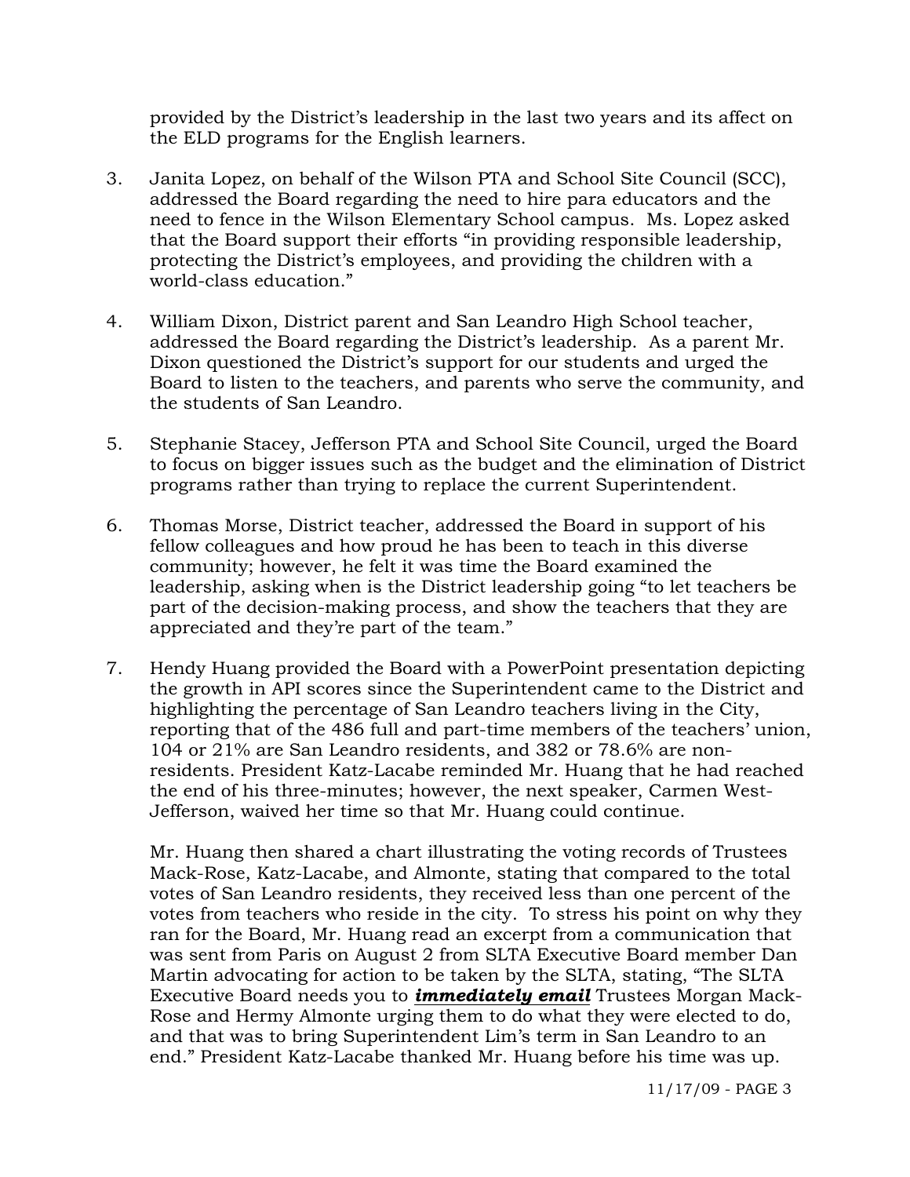provided by the District's leadership in the last two years and its affect on the ELD programs for the English learners.

3. Janita Lopez, on behalf of the Wilson PTA and School Site Council (SCC), addressed the Board regarding the need to hire para educators and the need to fence in the Wilson Elementary School campus. Ms. Lopez asked that the Board support their efforts "in providing responsible leadership, protecting the District's employees, and providing the children with a world-class education."

4. William Dixon, District parent and San Leandro High School teacher, addressed the Board regarding the District's leadership. As a parent Mr. Dixon questioned the District's support for our students and urged the Board to listen to the teachers, and parents who serve the community, and the students of San Leandro.

5. Stephanie Stacey, Jefferson PTA and School Site Council, urged the Board to focus on bigger issues such as the budget and the elimination of District programs rather than trying to replace the current Superintendent.

6. Thomas Morse, District teacher, addressed the Board in support of his fellow colleagues and how proud he has been to teach in this diverse community; however, he felt it was time the Board examined the leadership, asking when is the District leadership going "to let teachers be part of the decision-making process, and show the teachers that they are appreciated and they're part of the team."

7. Hendy Huang provided the Board with a PowerPoint presentation depicting the growth in API scores since the Superintendent came to the District and highlighting the percentage of San Leandro teachers living in the City, reporting that of the 486 full and part-time members of the teachers' union, 104 or 21% are San Leandro residents, and 382 or 78.6% are non-residents. President Katz-Lacabe reminded Mr. Huang that he had reached the end of his three-minutes; however, the next speaker, Carmen West-Jefferson, waived her time so that Mr. Huang could continue.

   Mr. Huang then shared a chart illustrating the voting records of Trustees Mack-Rose, Katz-Lacabe, and Almonte, stating that compared to the total votes of San Leandro residents, they received less than one percent of the votes from teachers who reside in the city. To stress his point on why they ran for the Board, Mr. Huang read an excerpt from a communication that was sent from Paris on August 2 from SLTA Executive Board member Dan Martin advocating for action to be taken by the SLTA, stating, "The SLTA Executive Board needs you to ***immediately email*** Trustees Morgan Mack-Rose and Hermy Almonte urging them to do what they were elected to do, and that was to bring Superintendent Lim's term in San Leandro to an end." President Katz-Lacabe thanked Mr. Huang before his time was up.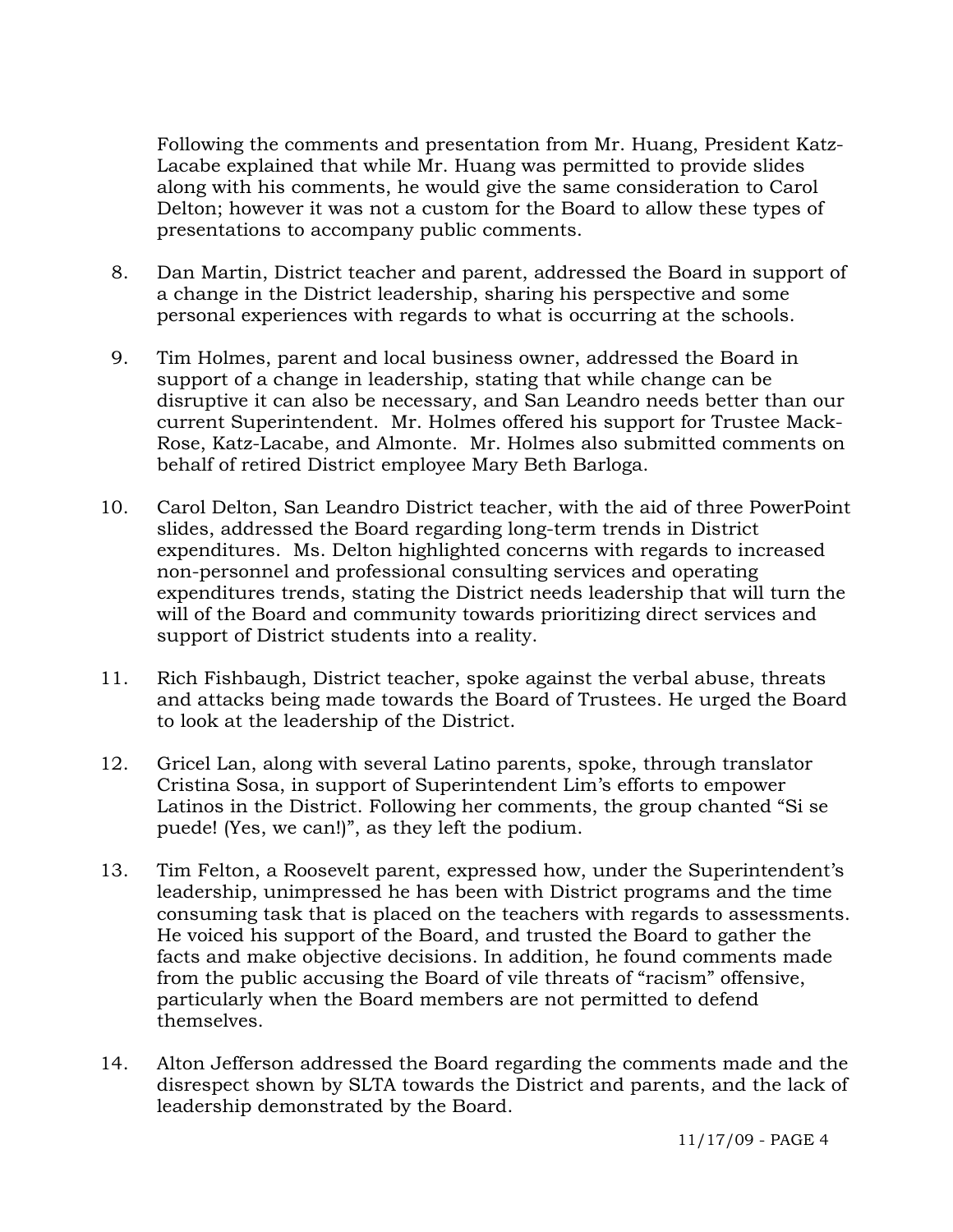Following the comments and presentation from Mr. Huang, President Katz-Lacabe explained that while Mr. Huang was permitted to provide slides along with his comments, he would give the same consideration to Carol Delton; however it was not a custom for the Board to allow these types of presentations to accompany public comments.

8. Dan Martin, District teacher and parent, addressed the Board in support of a change in the District leadership, sharing his perspective and some personal experiences with regards to what is occurring at the schools.

9. Tim Holmes, parent and local business owner, addressed the Board in support of a change in leadership, stating that while change can be disruptive it can also be necessary, and San Leandro needs better than our current Superintendent. Mr. Holmes offered his support for Trustee Mack-Rose, Katz-Lacabe, and Almonte. Mr. Holmes also submitted comments on behalf of retired District employee Mary Beth Barloga.

10. Carol Delton, San Leandro District teacher, with the aid of three PowerPoint slides, addressed the Board regarding long-term trends in District expenditures. Ms. Delton highlighted concerns with regards to increased non-personnel and professional consulting services and operating expenditures trends, stating the District needs leadership that will turn the will of the Board and community towards prioritizing direct services and support of District students into a reality.

11. Rich Fishbaugh, District teacher, spoke against the verbal abuse, threats and attacks being made towards the Board of Trustees. He urged the Board to look at the leadership of the District.

12. Gricel Lan, along with several Latino parents, spoke, through translator Cristina Sosa, in support of Superintendent Lim's efforts to empower Latinos in the District. Following her comments, the group chanted "Si se puede! (Yes, we can!)", as they left the podium.

13. Tim Felton, a Roosevelt parent, expressed how, under the Superintendent's leadership, unimpressed he has been with District programs and the time consuming task that is placed on the teachers with regards to assessments. He voiced his support of the Board, and trusted the Board to gather the facts and make objective decisions. In addition, he found comments made from the public accusing the Board of vile threats of "racism" offensive, particularly when the Board members are not permitted to defend themselves.

14. Alton Jefferson addressed the Board regarding the comments made and the disrespect shown by SLTA towards the District and parents, and the lack of leadership demonstrated by the Board.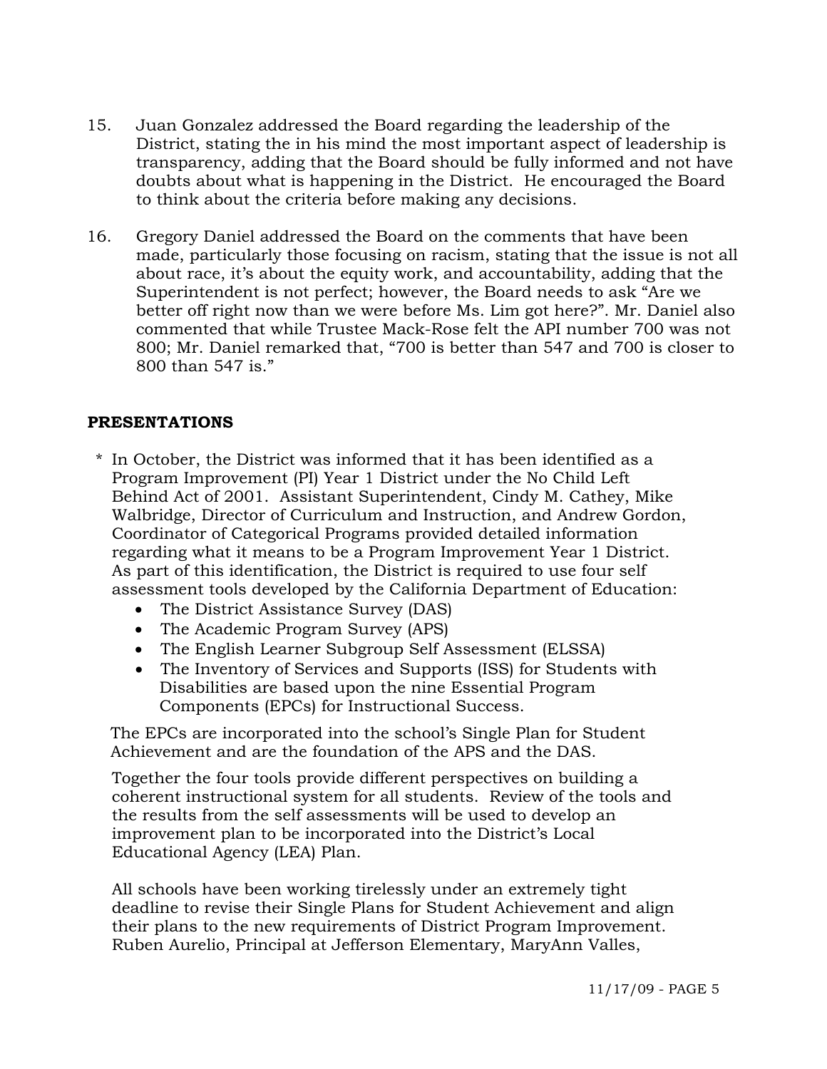15. Juan Gonzalez addressed the Board regarding the leadership of the District, stating the in his mind the most important aspect of leadership is transparency, adding that the Board should be fully informed and not have doubts about what is happening in the District. He encouraged the Board to think about the criteria before making any decisions.

16. Gregory Daniel addressed the Board on the comments that have been made, particularly those focusing on racism, stating that the issue is not all about race, it's about the equity work, and accountability, adding that the Superintendent is not perfect; however, the Board needs to ask "Are we better off right now than we were before Ms. Lim got here?". Mr. Daniel also commented that while Trustee Mack-Rose felt the API number 700 was not 800; Mr. Daniel remarked that, "700 is better than 547 and 700 is closer to 800 than 547 is."

## PRESENTATIONS

* In October, the District was informed that it has been identified as a Program Improvement (PI) Year 1 District under the No Child Left Behind Act of 2001. Assistant Superintendent, Cindy M. Cathey, Mike Walbridge, Director of Curriculum and Instruction, and Andrew Gordon, Coordinator of Categorical Programs provided detailed information regarding what it means to be a Program Improvement Year 1 District. As part of this identification, the District is required to use four self assessment tools developed by the California Department of Education:
  - The District Assistance Survey (DAS)
  - The Academic Program Survey (APS)
  - The English Learner Subgroup Self Assessment (ELSSA)
  - The Inventory of Services and Supports (ISS) for Students with Disabilities are based upon the nine Essential Program Components (EPCs) for Instructional Success.

  The EPCs are incorporated into the school's Single Plan for Student Achievement and are the foundation of the APS and the DAS.

  Together the four tools provide different perspectives on building a coherent instructional system for all students. Review of the tools and the results from the self assessments will be used to develop an improvement plan to be incorporated into the District's Local Educational Agency (LEA) Plan.

  All schools have been working tirelessly under an extremely tight deadline to revise their Single Plans for Student Achievement and align their plans to the new requirements of District Program Improvement. Ruben Aurelio, Principal at Jefferson Elementary, MaryAnn Valles,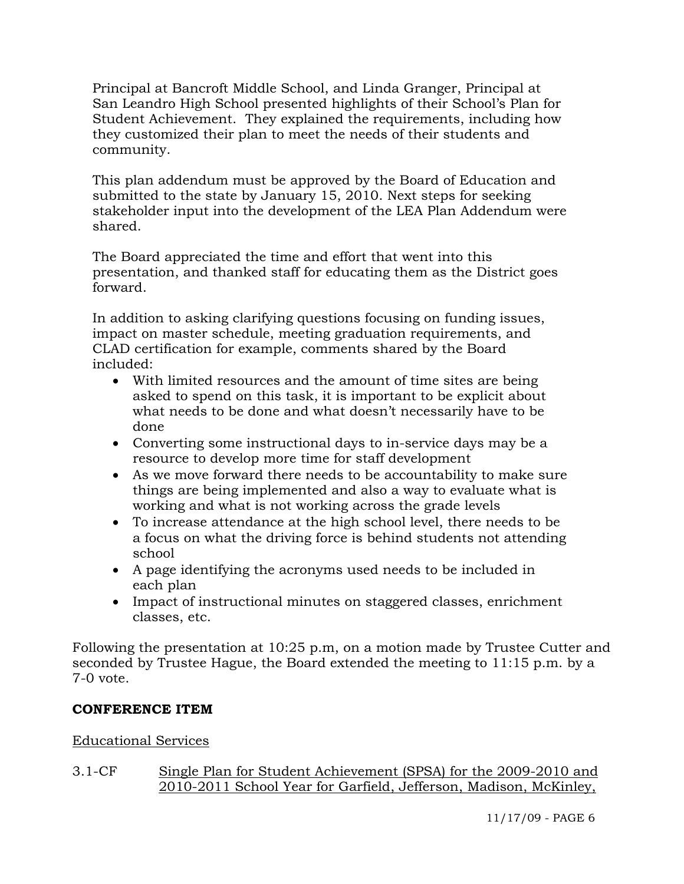Principal at Bancroft Middle School, and Linda Granger, Principal at San Leandro High School presented highlights of their School's Plan for Student Achievement. They explained the requirements, including how they customized their plan to meet the needs of their students and community.

This plan addendum must be approved by the Board of Education and submitted to the state by January 15, 2010. Next steps for seeking stakeholder input into the development of the LEA Plan Addendum were shared.

The Board appreciated the time and effort that went into this presentation, and thanked staff for educating them as the District goes forward.

In addition to asking clarifying questions focusing on funding issues, impact on master schedule, meeting graduation requirements, and CLAD certification for example, comments shared by the Board included:

- With limited resources and the amount of time sites are being asked to spend on this task, it is important to be explicit about what needs to be done and what doesn't necessarily have to be done
- Converting some instructional days to in-service days may be a resource to develop more time for staff development
- As we move forward there needs to be accountability to make sure things are being implemented and also a way to evaluate what is working and what is not working across the grade levels
- To increase attendance at the high school level, there needs to be a focus on what the driving force is behind students not attending school
- A page identifying the acronyms used needs to be included in each plan
- Impact of instructional minutes on staggered classes, enrichment classes, etc.

Following the presentation at 10:25 p.m, on a motion made by Trustee Cutter and seconded by Trustee Hague, the Board extended the meeting to 11:15 p.m. by a 7-0 vote.

**CONFERENCE ITEM**

Educational Services

3.1-CF Single Plan for Student Achievement (SPSA) for the 2009-2010 and 2010-2011 School Year for Garfield, Jefferson, Madison, McKinley,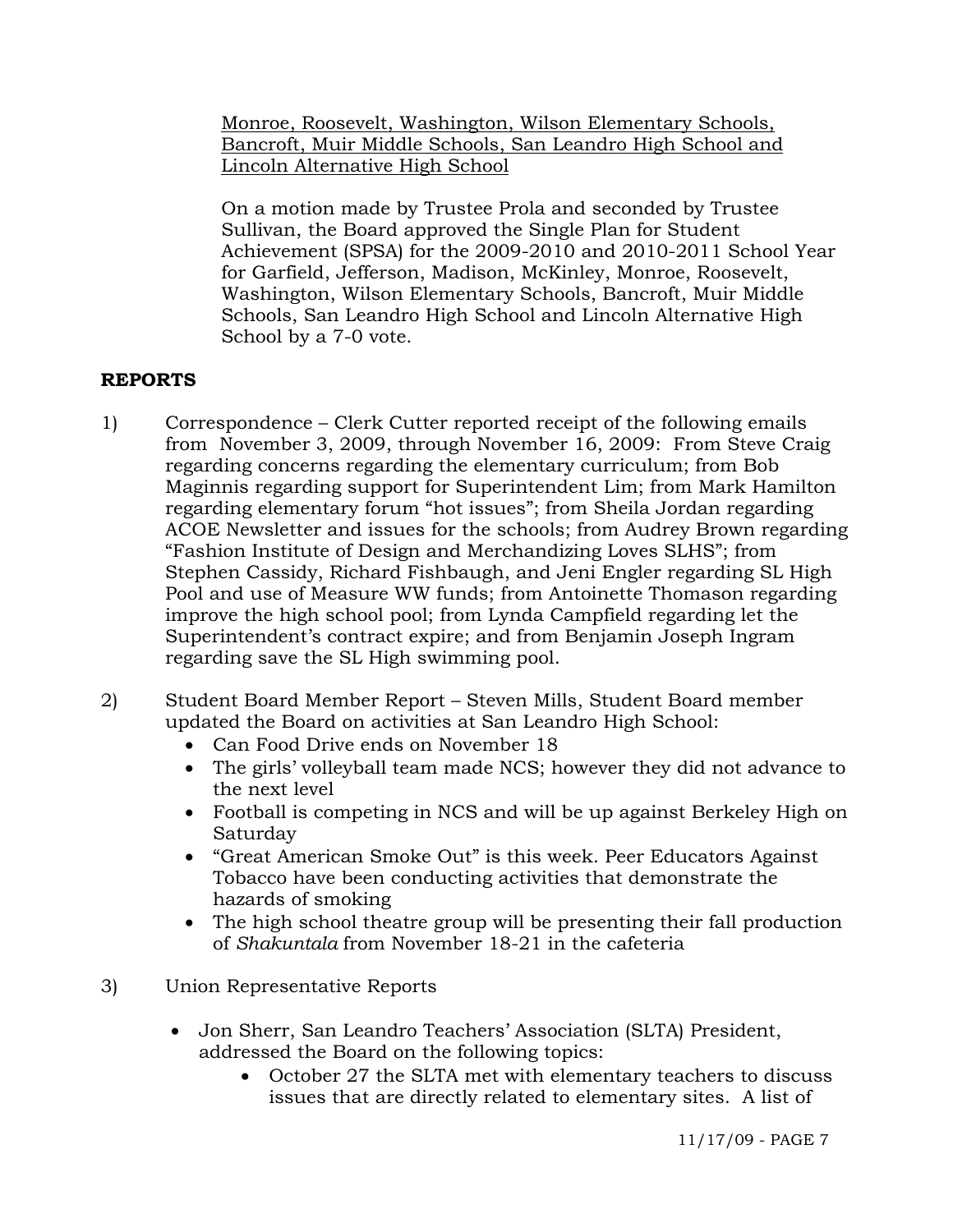Monroe, Roosevelt, Washington, Wilson Elementary Schools, Bancroft, Muir Middle Schools, San Leandro High School and Lincoln Alternative High School

On a motion made by Trustee Prola and seconded by Trustee Sullivan, the Board approved the Single Plan for Student Achievement (SPSA) for the 2009-2010 and 2010-2011 School Year for Garfield, Jefferson, Madison, McKinley, Monroe, Roosevelt, Washington, Wilson Elementary Schools, Bancroft, Muir Middle Schools, San Leandro High School and Lincoln Alternative High School by a 7-0 vote.

**REPORTS**

1) Correspondence – Clerk Cutter reported receipt of the following emails from November 3, 2009, through November 16, 2009: From Steve Craig regarding concerns regarding the elementary curriculum; from Bob Maginnis regarding support for Superintendent Lim; from Mark Hamilton regarding elementary forum "hot issues"; from Sheila Jordan regarding ACOE Newsletter and issues for the schools; from Audrey Brown regarding "Fashion Institute of Design and Merchandizing Loves SLHS"; from Stephen Cassidy, Richard Fishbaugh, and Jeni Engler regarding SL High Pool and use of Measure WW funds; from Antoinette Thomason regarding improve the high school pool; from Lynda Campfield regarding let the Superintendent's contract expire; and from Benjamin Joseph Ingram regarding save the SL High swimming pool.

2) Student Board Member Report – Steven Mills, Student Board member updated the Board on activities at San Leandro High School:
   - Can Food Drive ends on November 18
   - The girls' volleyball team made NCS; however they did not advance to the next level
   - Football is competing in NCS and will be up against Berkeley High on Saturday
   - "Great American Smoke Out" is this week. Peer Educators Against Tobacco have been conducting activities that demonstrate the hazards of smoking
   - The high school theatre group will be presenting their fall production of *Shakuntala* from November 18-21 in the cafeteria

3) Union Representative Reports

   - Jon Sherr, San Leandro Teachers' Association (SLTA) President, addressed the Board on the following topics:
     - October 27 the SLTA met with elementary teachers to discuss issues that are directly related to elementary sites. A list of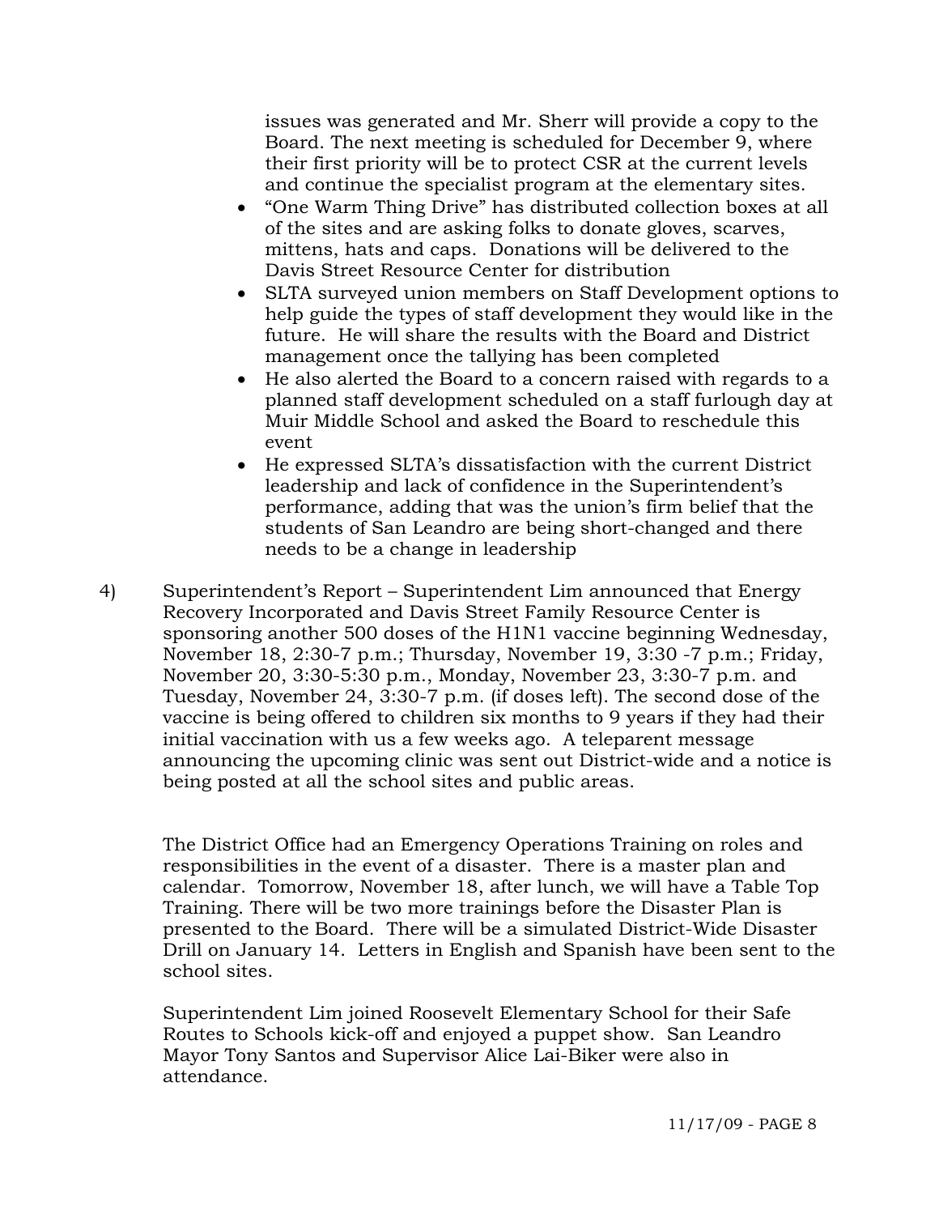issues was generated and Mr. Sherr will provide a copy to the Board. The next meeting is scheduled for December 9, where their first priority will be to protect CSR at the current levels and continue the specialist program at the elementary sites.

- "One Warm Thing Drive" has distributed collection boxes at all of the sites and are asking folks to donate gloves, scarves, mittens, hats and caps. Donations will be delivered to the Davis Street Resource Center for distribution
- SLTA surveyed union members on Staff Development options to help guide the types of staff development they would like in the future. He will share the results with the Board and District management once the tallying has been completed
- He also alerted the Board to a concern raised with regards to a planned staff development scheduled on a staff furlough day at Muir Middle School and asked the Board to reschedule this event
- He expressed SLTA's dissatisfaction with the current District leadership and lack of confidence in the Superintendent's performance, adding that was the union's firm belief that the students of San Leandro are being short-changed and there needs to be a change in leadership

4) Superintendent's Report – Superintendent Lim announced that Energy Recovery Incorporated and Davis Street Family Resource Center is sponsoring another 500 doses of the H1N1 vaccine beginning Wednesday, November 18, 2:30-7 p.m.; Thursday, November 19, 3:30 -7 p.m.; Friday, November 20, 3:30-5:30 p.m., Monday, November 23, 3:30-7 p.m. and Tuesday, November 24, 3:30-7 p.m. (if doses left). The second dose of the vaccine is being offered to children six months to 9 years if they had their initial vaccination with us a few weeks ago. A teleparent message announcing the upcoming clinic was sent out District-wide and a notice is being posted at all the school sites and public areas.

The District Office had an Emergency Operations Training on roles and responsibilities in the event of a disaster. There is a master plan and calendar. Tomorrow, November 18, after lunch, we will have a Table Top Training. There will be two more trainings before the Disaster Plan is presented to the Board. There will be a simulated District-Wide Disaster Drill on January 14. Letters in English and Spanish have been sent to the school sites.

Superintendent Lim joined Roosevelt Elementary School for their Safe Routes to Schools kick-off and enjoyed a puppet show. San Leandro Mayor Tony Santos and Supervisor Alice Lai-Biker were also in attendance.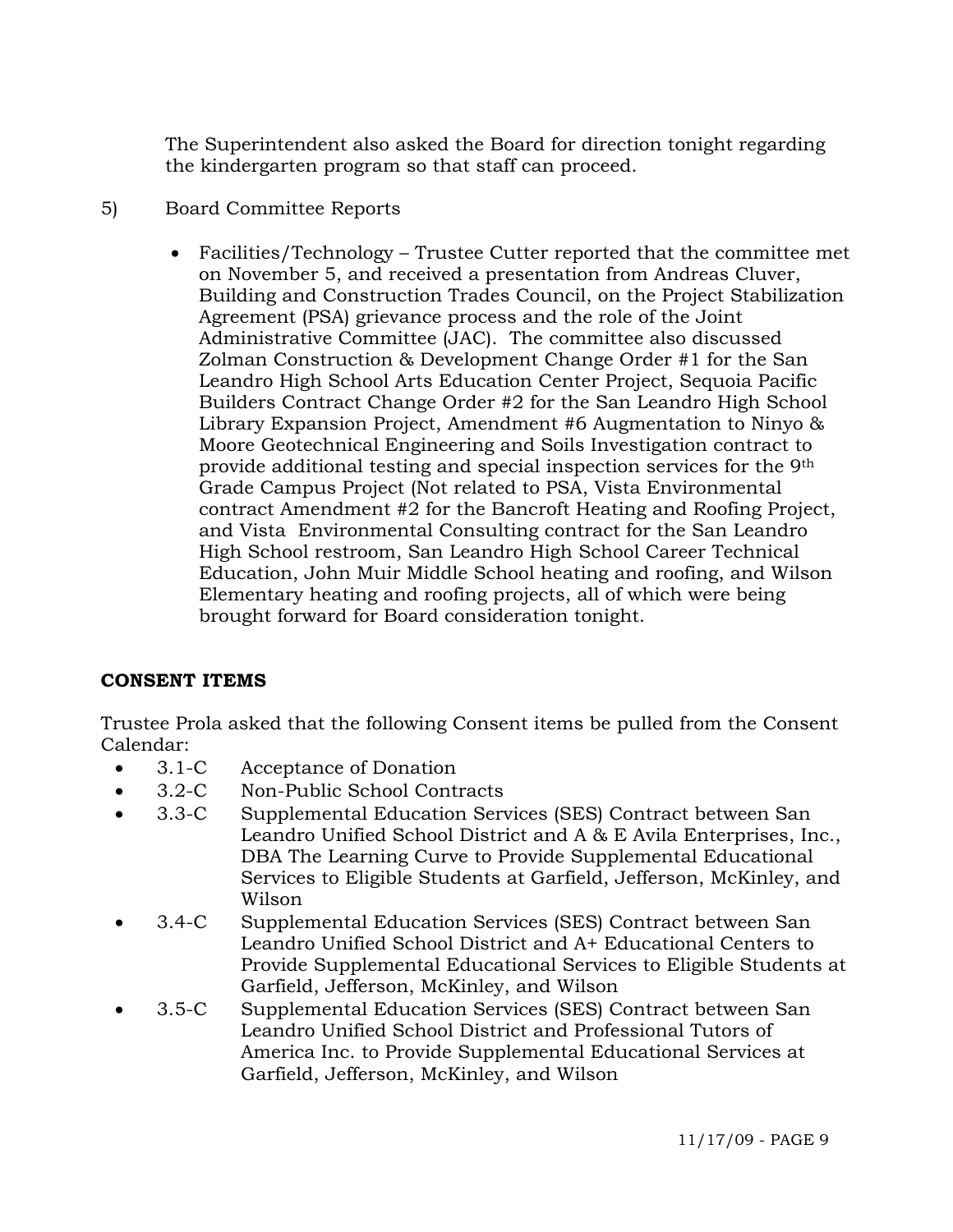The Superintendent also asked the Board for direction tonight regarding the kindergarten program so that staff can proceed.

5) Board Committee Reports

- Facilities/Technology – Trustee Cutter reported that the committee met on November 5, and received a presentation from Andreas Cluver, Building and Construction Trades Council, on the Project Stabilization Agreement (PSA) grievance process and the role of the Joint Administrative Committee (JAC). The committee also discussed Zolman Construction & Development Change Order #1 for the San Leandro High School Arts Education Center Project, Sequoia Pacific Builders Contract Change Order #2 for the San Leandro High School Library Expansion Project, Amendment #6 Augmentation to Ninyo & Moore Geotechnical Engineering and Soils Investigation contract to provide additional testing and special inspection services for the 9th Grade Campus Project (Not related to PSA, Vista Environmental contract Amendment #2 for the Bancroft Heating and Roofing Project, and Vista Environmental Consulting contract for the San Leandro High School restroom, San Leandro High School Career Technical Education, John Muir Middle School heating and roofing, and Wilson Elementary heating and roofing projects, all of which were being brought forward for Board consideration tonight.

**CONSENT ITEMS**

Trustee Prola asked that the following Consent items be pulled from the Consent Calendar:

- 3.1-C Acceptance of Donation
- 3.2-C Non-Public School Contracts
- 3.3-C Supplemental Education Services (SES) Contract between San Leandro Unified School District and A & E Avila Enterprises, Inc., DBA The Learning Curve to Provide Supplemental Educational Services to Eligible Students at Garfield, Jefferson, McKinley, and Wilson
- 3.4-C Supplemental Education Services (SES) Contract between San Leandro Unified School District and A+ Educational Centers to Provide Supplemental Educational Services to Eligible Students at Garfield, Jefferson, McKinley, and Wilson
- 3.5-C Supplemental Education Services (SES) Contract between San Leandro Unified School District and Professional Tutors of America Inc. to Provide Supplemental Educational Services at Garfield, Jefferson, McKinley, and Wilson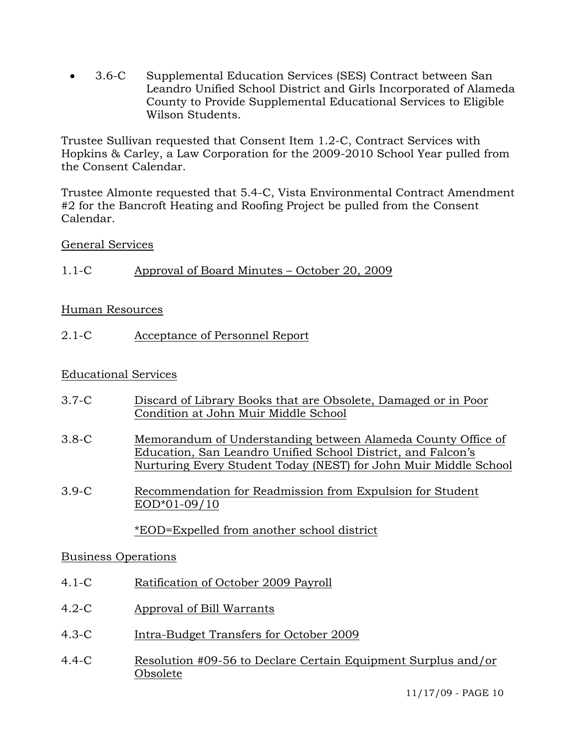- 3.6-C Supplemental Education Services (SES) Contract between San Leandro Unified School District and Girls Incorporated of Alameda County to Provide Supplemental Educational Services to Eligible Wilson Students.

Trustee Sullivan requested that Consent Item 1.2-C, Contract Services with Hopkins & Carley, a Law Corporation for the 2009-2010 School Year pulled from the Consent Calendar.

Trustee Almonte requested that 5.4-C, Vista Environmental Contract Amendment #2 for the Bancroft Heating and Roofing Project be pulled from the Consent Calendar.

General Services

1.1-C Approval of Board Minutes – October 20, 2009

Human Resources

2.1-C Acceptance of Personnel Report

Educational Services

3.7-C Discard of Library Books that are Obsolete, Damaged or in Poor Condition at John Muir Middle School

3.8-C Memorandum of Understanding between Alameda County Office of Education, San Leandro Unified School District, and Falcon's Nurturing Every Student Today (NEST) for John Muir Middle School

3.9-C Recommendation for Readmission from Expulsion for Student EOD*01-09/10

*EOD=Expelled from another school district

Business Operations

4.1-C Ratification of October 2009 Payroll

4.2-C Approval of Bill Warrants

4.3-C Intra-Budget Transfers for October 2009

4.4-C Resolution #09-56 to Declare Certain Equipment Surplus and/or Obsolete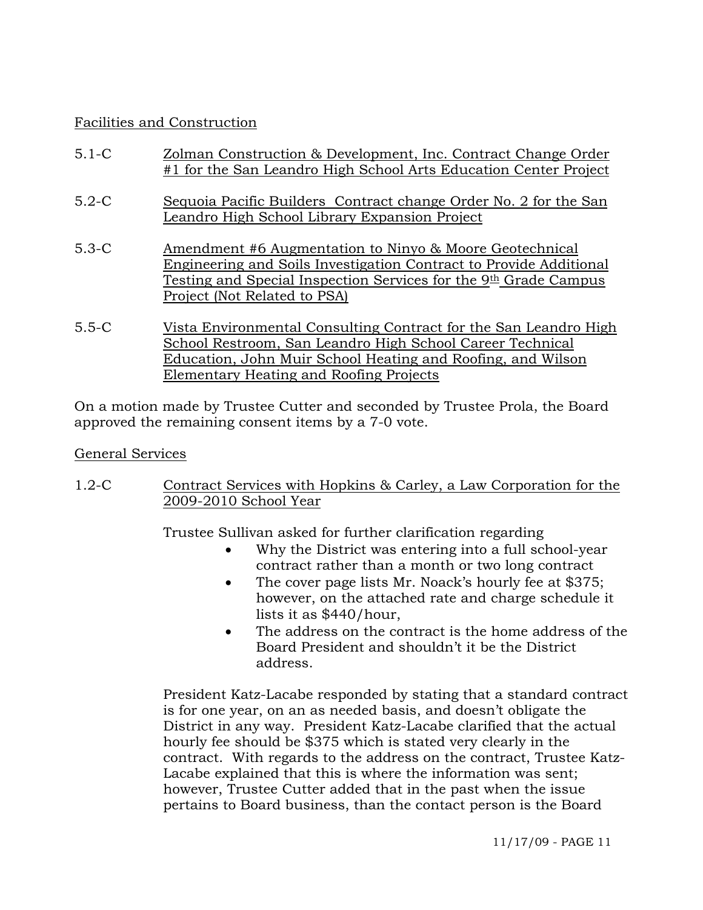Facilities and Construction

5.1-C Zolman Construction & Development, Inc. Contract Change Order #1 for the San Leandro High School Arts Education Center Project

5.2-C Sequoia Pacific Builders Contract change Order No. 2 for the San Leandro High School Library Expansion Project

5.3-C Amendment #6 Augmentation to Ninyo & Moore Geotechnical Engineering and Soils Investigation Contract to Provide Additional Testing and Special Inspection Services for the 9th Grade Campus Project (Not Related to PSA)

5.5-C Vista Environmental Consulting Contract for the San Leandro High School Restroom, San Leandro High School Career Technical Education, John Muir School Heating and Roofing, and Wilson Elementary Heating and Roofing Projects

On a motion made by Trustee Cutter and seconded by Trustee Prola, the Board approved the remaining consent items by a 7-0 vote.

General Services

1.2-C Contract Services with Hopkins & Carley, a Law Corporation for the 2009-2010 School Year

Trustee Sullivan asked for further clarification regarding

- Why the District was entering into a full school-year contract rather than a month or two long contract
- The cover page lists Mr. Noack's hourly fee at $375; however, on the attached rate and charge schedule it lists it as $440/hour,
- The address on the contract is the home address of the Board President and shouldn't it be the District address.

President Katz-Lacabe responded by stating that a standard contract is for one year, on an as needed basis, and doesn't obligate the District in any way. President Katz-Lacabe clarified that the actual hourly fee should be $375 which is stated very clearly in the contract. With regards to the address on the contract, Trustee Katz-Lacabe explained that this is where the information was sent; however, Trustee Cutter added that in the past when the issue pertains to Board business, than the contact person is the Board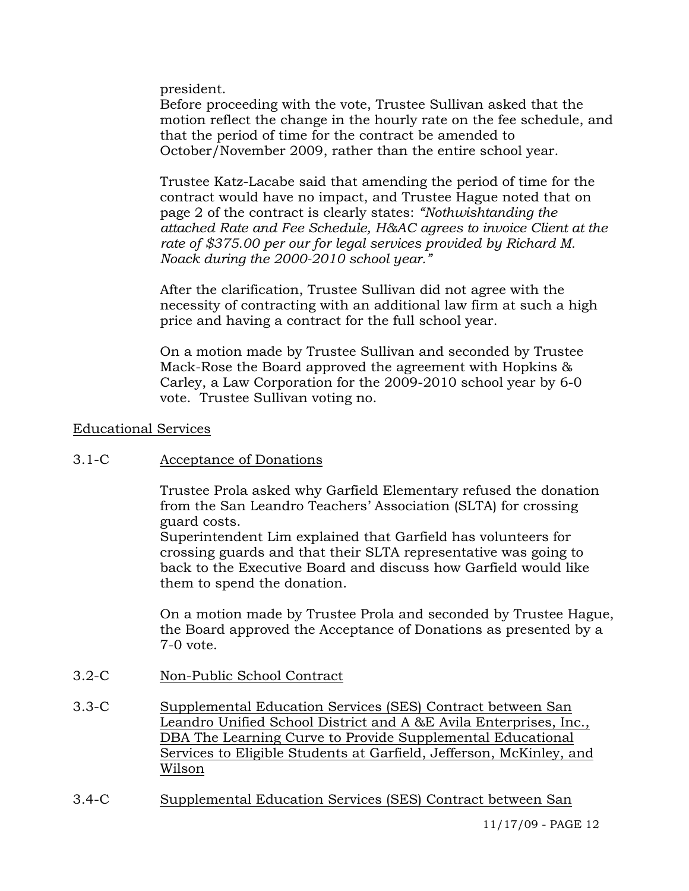president.
Before proceeding with the vote, Trustee Sullivan asked that the motion reflect the change in the hourly rate on the fee schedule, and that the period of time for the contract be amended to October/November 2009, rather than the entire school year.

Trustee Katz-Lacabe said that amending the period of time for the contract would have no impact, and Trustee Hague noted that on page 2 of the contract is clearly states: *"Nothwishtanding the attached Rate and Fee Schedule, H&AC agrees to invoice Client at the rate of $375.00 per our for legal services provided by Richard M. Noack during the 2000-2010 school year."*

After the clarification, Trustee Sullivan did not agree with the necessity of contracting with an additional law firm at such a high price and having a contract for the full school year.

On a motion made by Trustee Sullivan and seconded by Trustee Mack-Rose the Board approved the agreement with Hopkins & Carley, a Law Corporation for the 2009-2010 school year by 6-0 vote. Trustee Sullivan voting no.

Educational Services

3.1-C Acceptance of Donations

Trustee Prola asked why Garfield Elementary refused the donation from the San Leandro Teachers' Association (SLTA) for crossing guard costs.
Superintendent Lim explained that Garfield has volunteers for crossing guards and that their SLTA representative was going to back to the Executive Board and discuss how Garfield would like them to spend the donation.

On a motion made by Trustee Prola and seconded by Trustee Hague, the Board approved the Acceptance of Donations as presented by a 7-0 vote.

3.2-C Non-Public School Contract

3.3-C Supplemental Education Services (SES) Contract between San Leandro Unified School District and A &E Avila Enterprises, Inc., DBA The Learning Curve to Provide Supplemental Educational Services to Eligible Students at Garfield, Jefferson, McKinley, and Wilson

3.4-C Supplemental Education Services (SES) Contract between San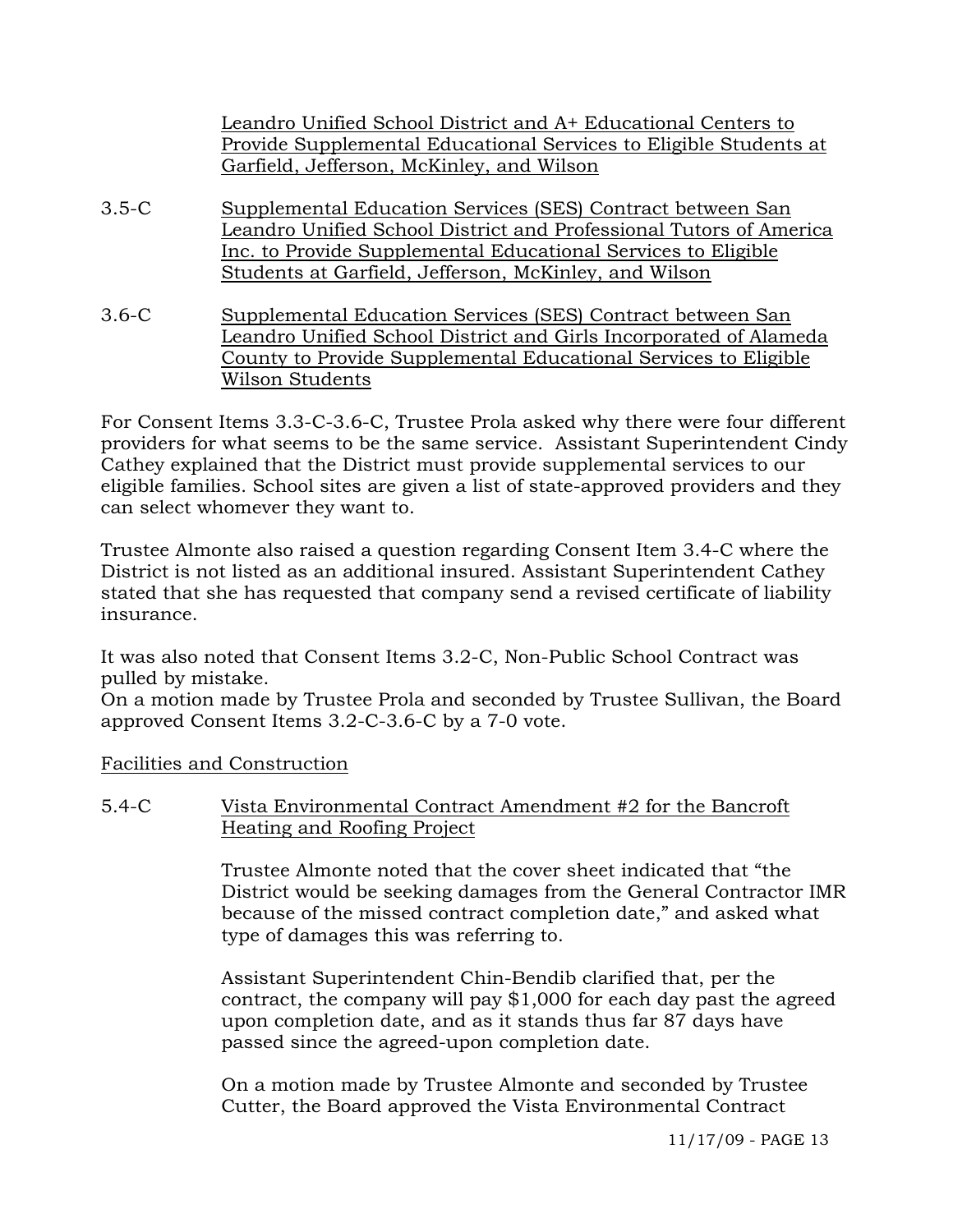Leandro Unified School District and A+ Educational Centers to Provide Supplemental Educational Services to Eligible Students at Garfield, Jefferson, McKinley, and Wilson

3.5-C Supplemental Education Services (SES) Contract between San Leandro Unified School District and Professional Tutors of America Inc. to Provide Supplemental Educational Services to Eligible Students at Garfield, Jefferson, McKinley, and Wilson

3.6-C Supplemental Education Services (SES) Contract between San Leandro Unified School District and Girls Incorporated of Alameda County to Provide Supplemental Educational Services to Eligible Wilson Students

For Consent Items 3.3-C-3.6-C, Trustee Prola asked why there were four different providers for what seems to be the same service. Assistant Superintendent Cindy Cathey explained that the District must provide supplemental services to our eligible families. School sites are given a list of state-approved providers and they can select whomever they want to.

Trustee Almonte also raised a question regarding Consent Item 3.4-C where the District is not listed as an additional insured. Assistant Superintendent Cathey stated that she has requested that company send a revised certificate of liability insurance.

It was also noted that Consent Items 3.2-C, Non-Public School Contract was pulled by mistake.
On a motion made by Trustee Prola and seconded by Trustee Sullivan, the Board approved Consent Items 3.2-C-3.6-C by a 7-0 vote.

Facilities and Construction

5.4-C Vista Environmental Contract Amendment #2 for the Bancroft Heating and Roofing Project

Trustee Almonte noted that the cover sheet indicated that "the District would be seeking damages from the General Contractor IMR because of the missed contract completion date," and asked what type of damages this was referring to.

Assistant Superintendent Chin-Bendib clarified that, per the contract, the company will pay $1,000 for each day past the agreed upon completion date, and as it stands thus far 87 days have passed since the agreed-upon completion date.

On a motion made by Trustee Almonte and seconded by Trustee Cutter, the Board approved the Vista Environmental Contract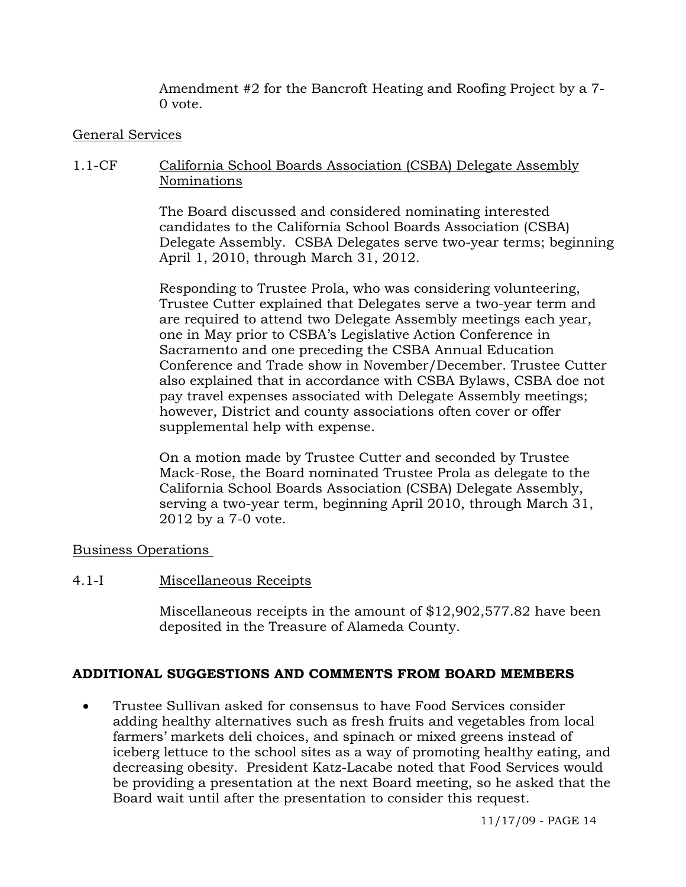Amendment #2 for the Bancroft Heating and Roofing Project by a 7-0 vote.

General Services

1.1-CF California School Boards Association (CSBA) Delegate Assembly Nominations

The Board discussed and considered nominating interested candidates to the California School Boards Association (CSBA) Delegate Assembly. CSBA Delegates serve two-year terms; beginning April 1, 2010, through March 31, 2012.

Responding to Trustee Prola, who was considering volunteering, Trustee Cutter explained that Delegates serve a two-year term and are required to attend two Delegate Assembly meetings each year, one in May prior to CSBA's Legislative Action Conference in Sacramento and one preceding the CSBA Annual Education Conference and Trade show in November/December. Trustee Cutter also explained that in accordance with CSBA Bylaws, CSBA doe not pay travel expenses associated with Delegate Assembly meetings; however, District and county associations often cover or offer supplemental help with expense.

On a motion made by Trustee Cutter and seconded by Trustee Mack-Rose, the Board nominated Trustee Prola as delegate to the California School Boards Association (CSBA) Delegate Assembly, serving a two-year term, beginning April 2010, through March 31, 2012 by a 7-0 vote.

Business Operations

4.1-I Miscellaneous Receipts

Miscellaneous receipts in the amount of $12,902,577.82 have been deposited in the Treasure of Alameda County.

**ADDITIONAL SUGGESTIONS AND COMMENTS FROM BOARD MEMBERS**

- Trustee Sullivan asked for consensus to have Food Services consider adding healthy alternatives such as fresh fruits and vegetables from local farmers' markets deli choices, and spinach or mixed greens instead of iceberg lettuce to the school sites as a way of promoting healthy eating, and decreasing obesity. President Katz-Lacabe noted that Food Services would be providing a presentation at the next Board meeting, so he asked that the Board wait until after the presentation to consider this request.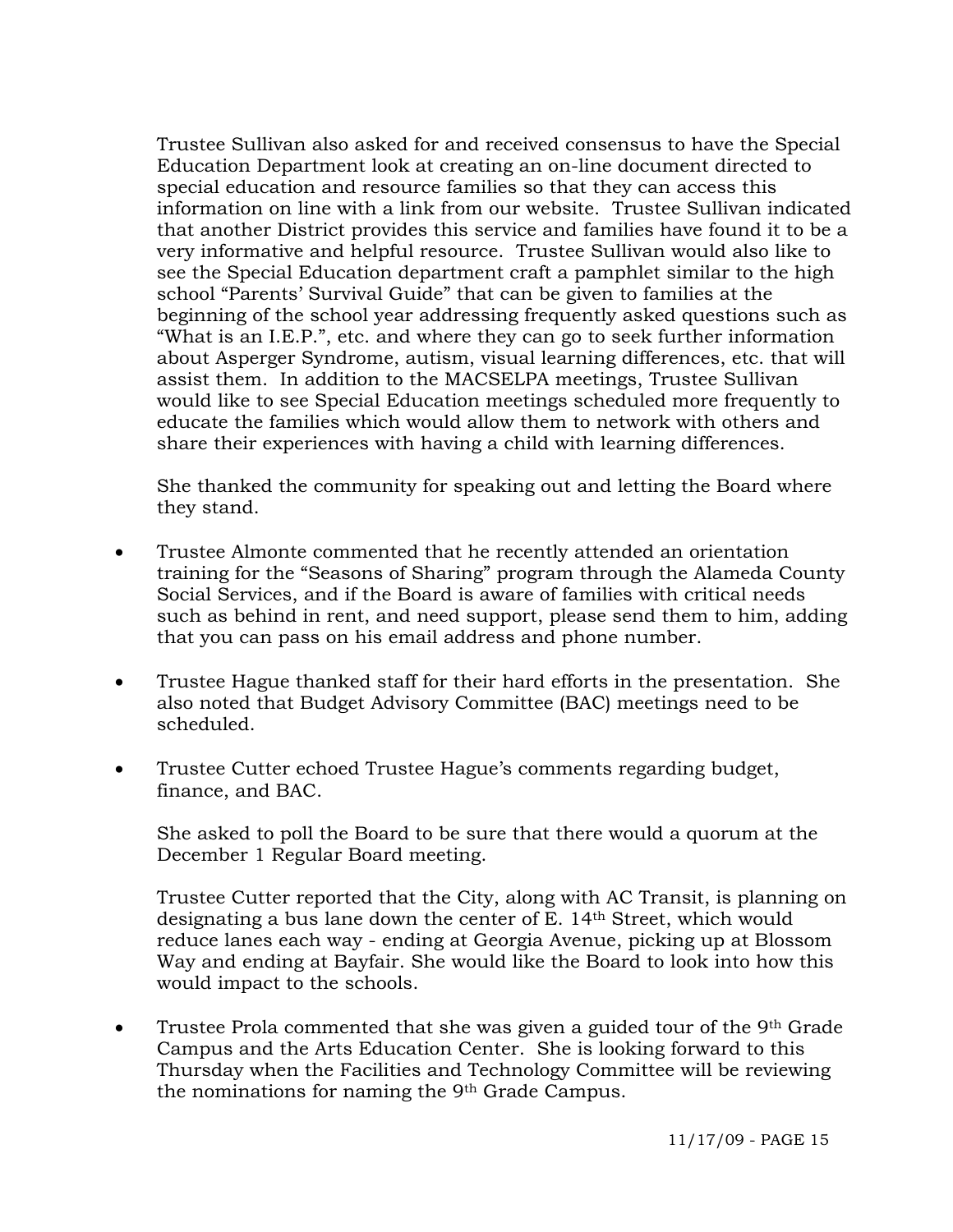Trustee Sullivan also asked for and received consensus to have the Special Education Department look at creating an on-line document directed to special education and resource families so that they can access this information on line with a link from our website. Trustee Sullivan indicated that another District provides this service and families have found it to be a very informative and helpful resource. Trustee Sullivan would also like to see the Special Education department craft a pamphlet similar to the high school "Parents' Survival Guide" that can be given to families at the beginning of the school year addressing frequently asked questions such as "What is an I.E.P.", etc. and where they can go to seek further information about Asperger Syndrome, autism, visual learning differences, etc. that will assist them. In addition to the MACSELPA meetings, Trustee Sullivan would like to see Special Education meetings scheduled more frequently to educate the families which would allow them to network with others and share their experiences with having a child with learning differences.

She thanked the community for speaking out and letting the Board where they stand.

- Trustee Almonte commented that he recently attended an orientation training for the "Seasons of Sharing" program through the Alameda County Social Services, and if the Board is aware of families with critical needs such as behind in rent, and need support, please send them to him, adding that you can pass on his email address and phone number.

- Trustee Hague thanked staff for their hard efforts in the presentation. She also noted that Budget Advisory Committee (BAC) meetings need to be scheduled.

- Trustee Cutter echoed Trustee Hague's comments regarding budget, finance, and BAC.

  She asked to poll the Board to be sure that there would a quorum at the December 1 Regular Board meeting.

  Trustee Cutter reported that the City, along with AC Transit, is planning on designating a bus lane down the center of E. 14th Street, which would reduce lanes each way - ending at Georgia Avenue, picking up at Blossom Way and ending at Bayfair. She would like the Board to look into how this would impact to the schools.

- Trustee Prola commented that she was given a guided tour of the 9th Grade Campus and the Arts Education Center. She is looking forward to this Thursday when the Facilities and Technology Committee will be reviewing the nominations for naming the 9th Grade Campus.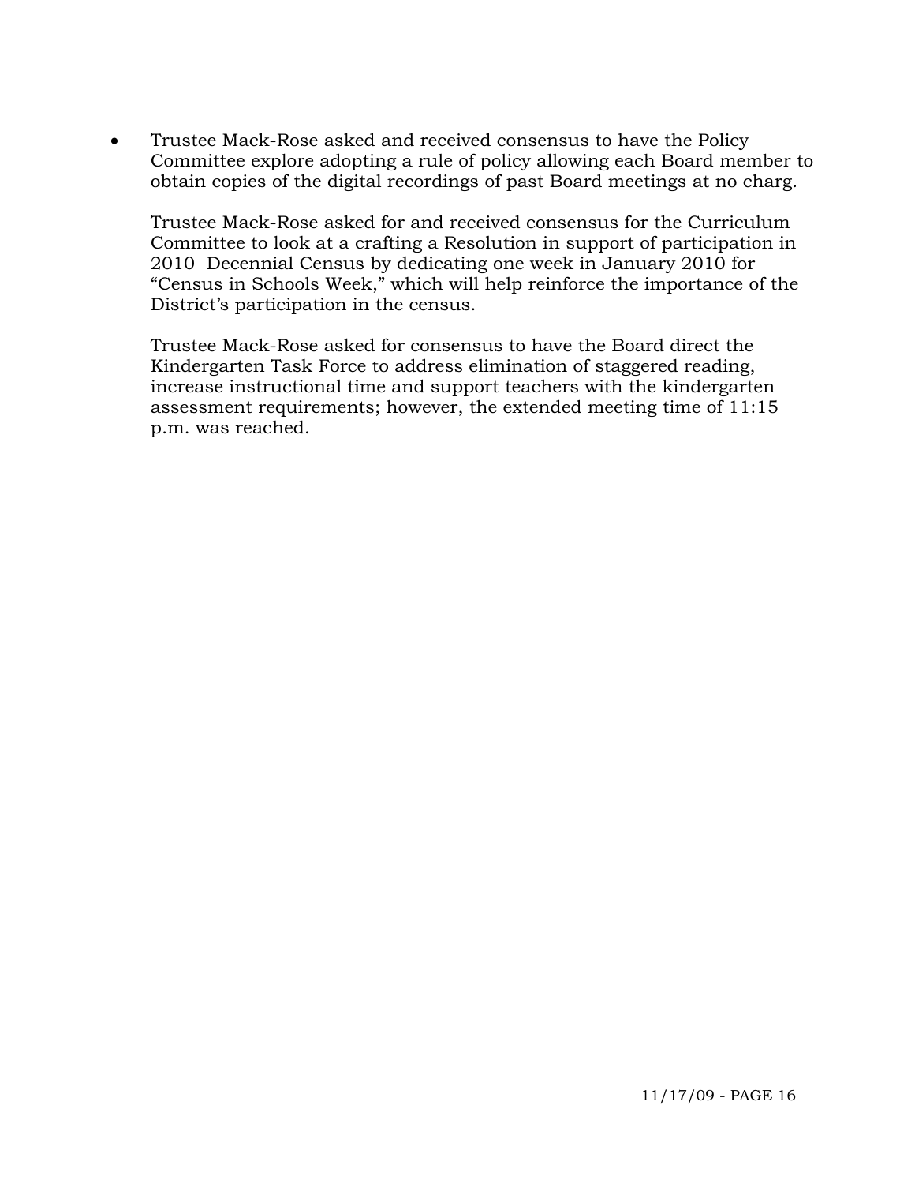- Trustee Mack-Rose asked and received consensus to have the Policy Committee explore adopting a rule of policy allowing each Board member to obtain copies of the digital recordings of past Board meetings at no charg.

  Trustee Mack-Rose asked for and received consensus for the Curriculum Committee to look at a crafting a Resolution in support of participation in 2010 Decennial Census by dedicating one week in January 2010 for "Census in Schools Week," which will help reinforce the importance of the District's participation in the census.

  Trustee Mack-Rose asked for consensus to have the Board direct the Kindergarten Task Force to address elimination of staggered reading, increase instructional time and support teachers with the kindergarten assessment requirements; however, the extended meeting time of 11:15 p.m. was reached.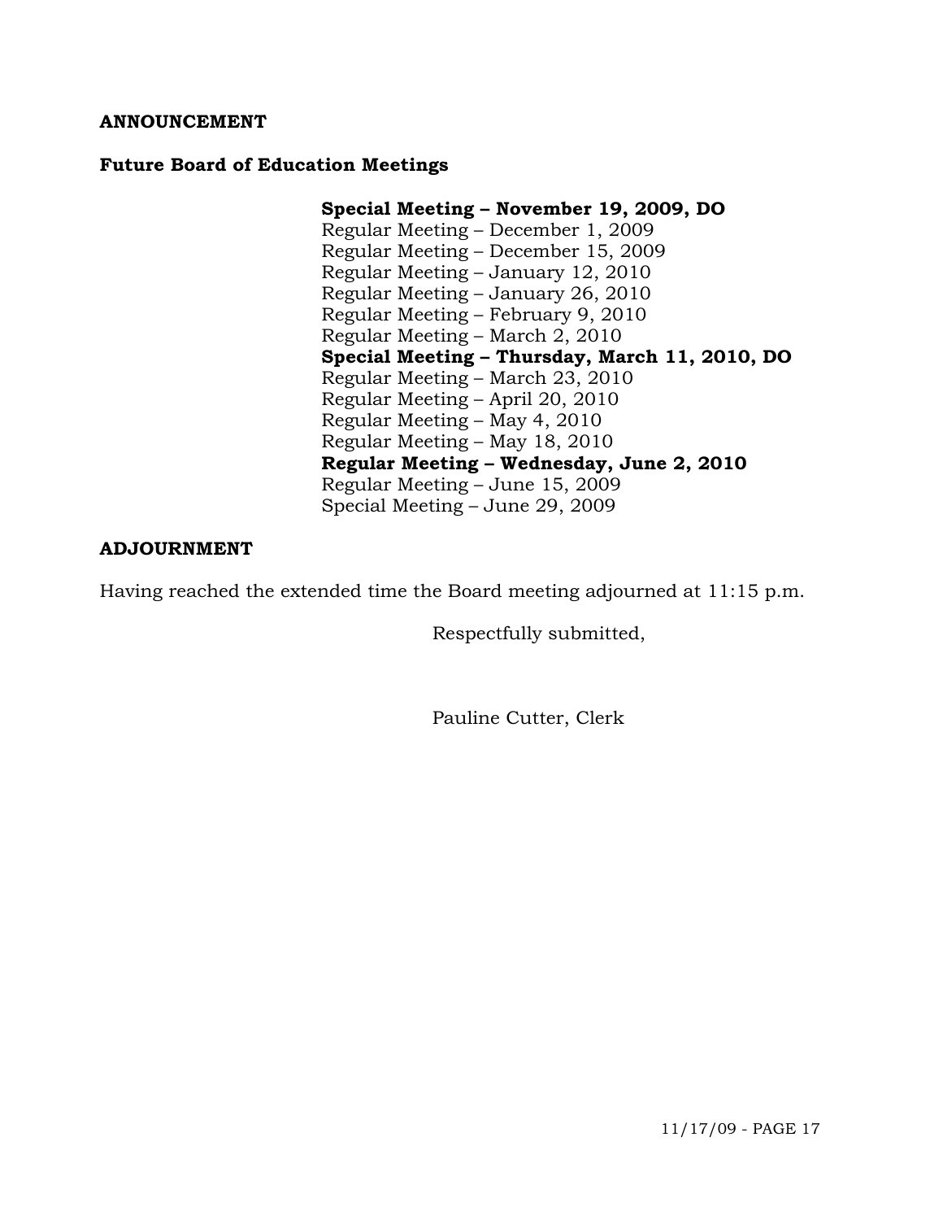## ANNOUNCEMENT

### Future Board of Education Meetings

**Special Meeting – November 19, 2009, DO**
Regular Meeting – December 1, 2009
Regular Meeting – December 15, 2009
Regular Meeting – January 12, 2010
Regular Meeting – January 26, 2010
Regular Meeting – February 9, 2010
Regular Meeting – March 2, 2010
**Special Meeting – Thursday, March 11, 2010, DO**
Regular Meeting – March 23, 2010
Regular Meeting – April 20, 2010
Regular Meeting – May 4, 2010
Regular Meeting – May 18, 2010
**Regular Meeting – Wednesday, June 2, 2010**
Regular Meeting – June 15, 2009
Special Meeting – June 29, 2009

## ADJOURNMENT

Having reached the extended time the Board meeting adjourned at 11:15 p.m.

Respectfully submitted,

Pauline Cutter, Clerk